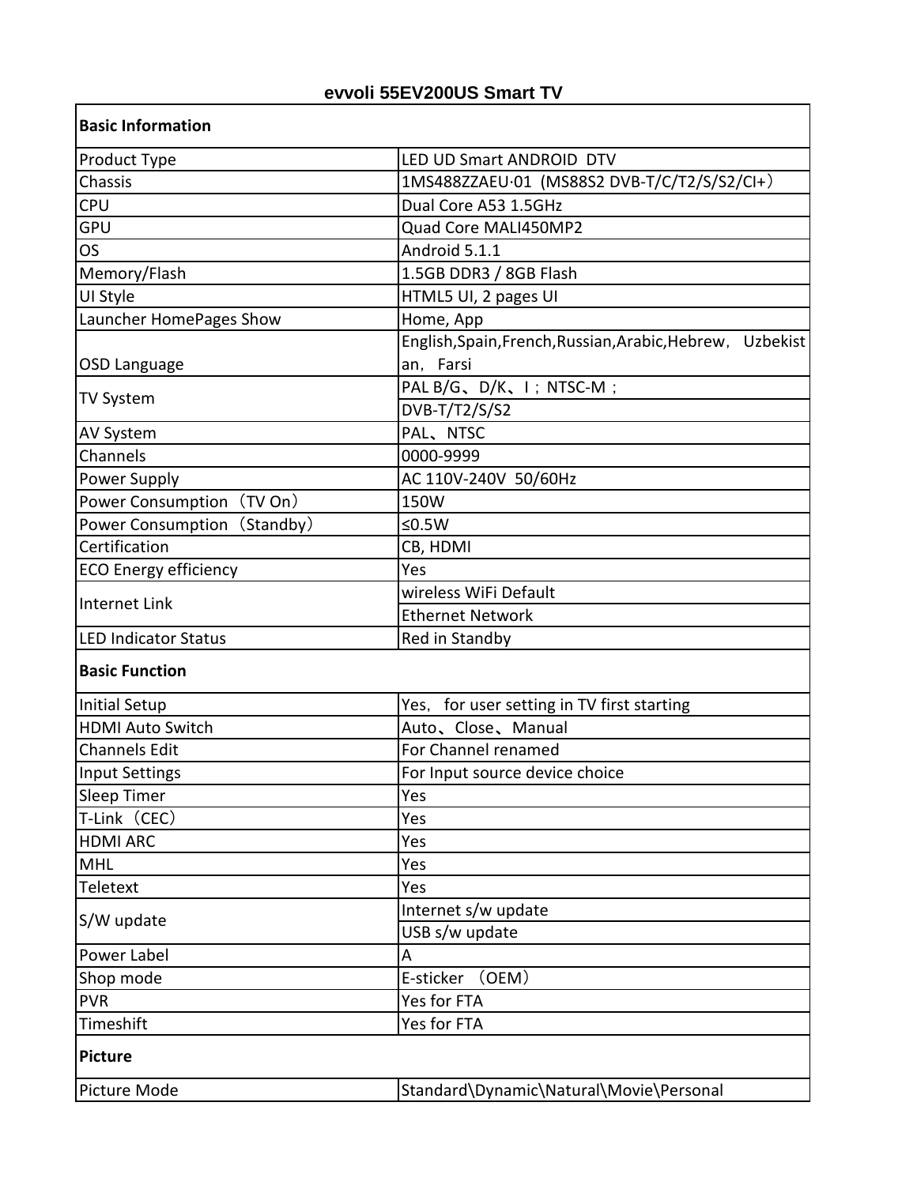# evvoli 55EV200US Smart TV

| Basic Information | |
|---|---|
| Product Type | LED UD Smart ANDROID DTV |
| Chassis | 1MS488ZZAEU·01 (MS88S2 DVB-T/C/T2/S/S2/CI+) |
| CPU | Dual Core A53 1.5GHz |
| GPU | Quad Core MALI450MP2 |
| OS | Android 5.1.1 |
| Memory/Flash | 1.5GB DDR3 / 8GB Flash |
| UI Style | HTML5 UI, 2 pages UI |
| Launcher HomePages Show | Home, App |
| OSD Language | English,Spain,French,Russian,Arabic,Hebrew, Uzbekistan, Farsi |
| TV System | PAL B/G、D/K、I；NTSC-M； |
| | DVB-T/T2/S/S2 |
| AV System | PAL、NTSC |
| Channels | 0000-9999 |
| Power Supply | AC 110V-240V 50/60Hz |
| Power Consumption（TV On） | 150W |
| Power Consumption（Standby） | ≤0.5W |
| Certification | CB, HDMI |
| ECO Energy efficiency | Yes |
| Internet Link | wireless WiFi Default |
| | Ethernet Network |
| LED Indicator Status | Red in Standby |
| **Basic Function** | |
| Initial Setup | Yes, for user setting in TV first starting |
| HDMI Auto Switch | Auto、Close、Manual |
| Channels Edit | For Channel renamed |
| Input Settings | For Input source device choice |
| Sleep Timer | Yes |
| T-Link（CEC） | Yes |
| HDMI ARC | Yes |
| MHL | Yes |
| Teletext | Yes |
| S/W update | Internet s/w update |
| | USB s/w update |
| Power Label | A |
| Shop mode | E-sticker （OEM） |
| PVR | Yes for FTA |
| Timeshift | Yes for FTA |
| **Picture** | |
| Picture Mode | Standard\Dynamic\Natural\Movie\Personal |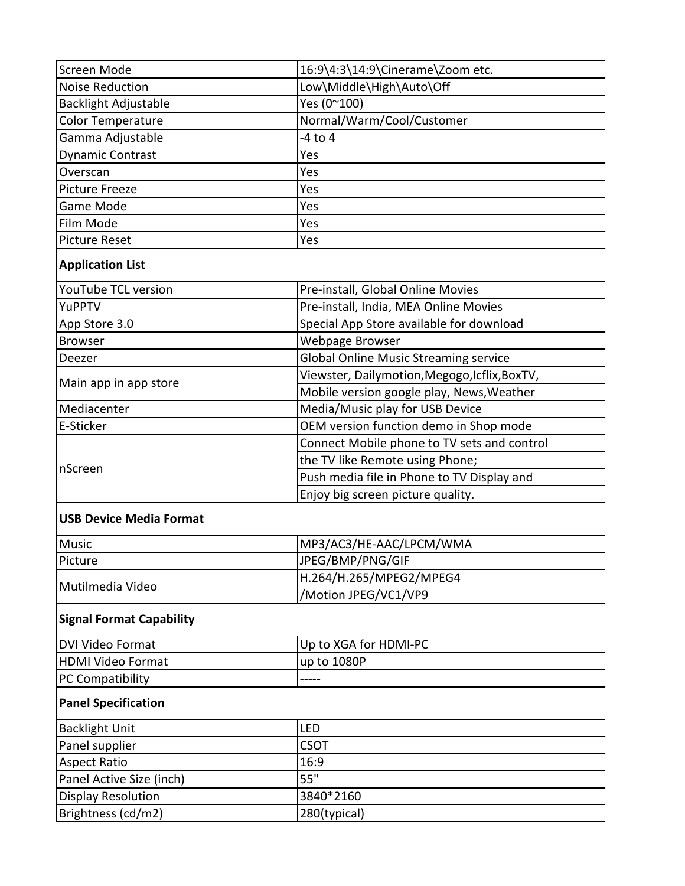| | |
|---|---|
| Screen Mode | 16:9\4:3\14:9\Cinerame\Zoom etc. |
| Noise Reduction | Low\Middle\High\Auto\Off |
| Backlight Adjustable | Yes (0~100) |
| Color Temperature | Normal/Warm/Cool/Customer |
| Gamma Adjustable | -4 to 4 |
| Dynamic Contrast | Yes |
| Overscan | Yes |
| Picture Freeze | Yes |
| Game Mode | Yes |
| Film Mode | Yes |
| Picture Reset | Yes |
| **Application List** | |
| YouTube TCL version | Pre-install, Global Online Movies |
| YuPPTV | Pre-install, India, MEA Online Movies |
| App Store 3.0 | Special App Store available for download |
| Browser | Webpage Browser |
| Deezer | Global Online Music Streaming service |
| Main app in app store | Viewster, Dailymotion,Megogo,Icflix,BoxTV, Mobile version google play, News,Weather |
| Mediacenter | Media/Music play for USB Device |
| E-Sticker | OEM version function demo in Shop mode |
| nScreen | Connect Mobile phone to TV sets and control the TV like Remote using Phone; Push media file in Phone to TV Display and Enjoy big screen picture quality. |
| **USB Device Media Format** | |
| Music | MP3/AC3/HE-AAC/LPCM/WMA |
| Picture | JPEG/BMP/PNG/GIF |
| Mutilmedia Video | H.264/H.265/MPEG2/MPEG4 /Motion JPEG/VC1/VP9 |
| **Signal Format Capability** | |
| DVI Video Format | Up to XGA for HDMI-PC |
| HDMI Video Format | up to 1080P |
| PC Compatibility | ----- |
| **Panel Specification** | |
| Backlight Unit | LED |
| Panel supplier | CSOT |
| Aspect Ratio | 16:9 |
| Panel Active Size (inch) | 55" |
| Display Resolution | 3840*2160 |
| Brightness (cd/m2) | 280(typical) |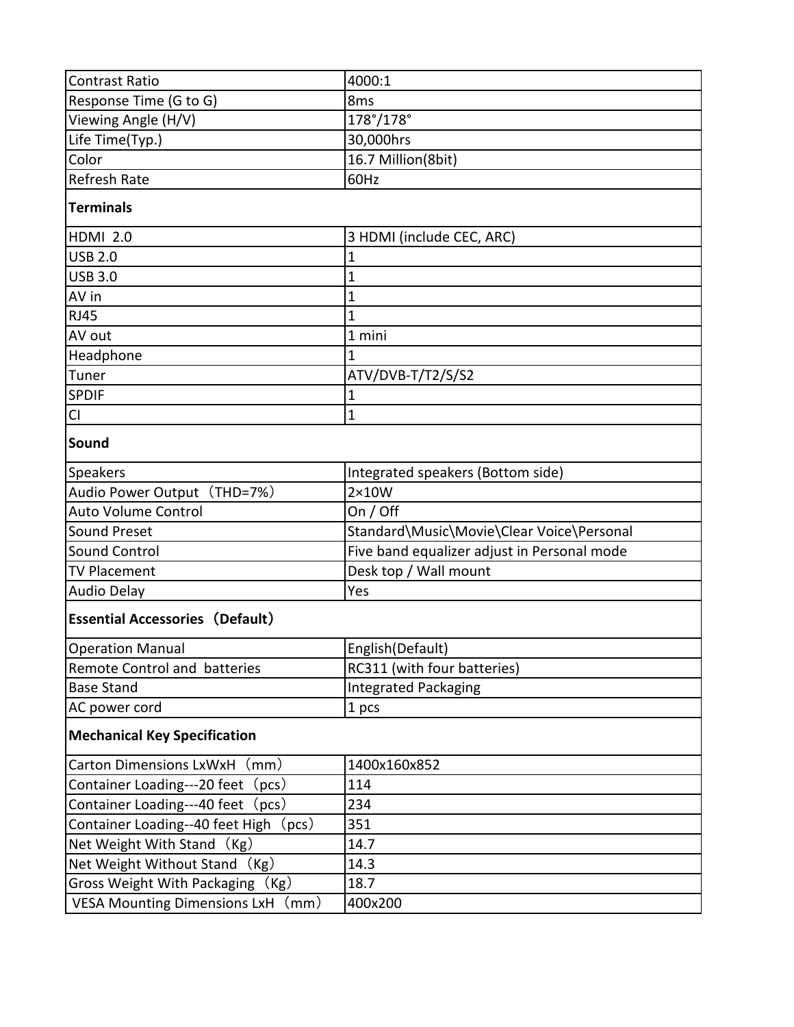| | |
|---|---|
| Contrast Ratio | 4000:1 |
| Response Time (G to G) | 8ms |
| Viewing Angle (H/V) | 178°/178° |
| Life Time(Typ.) | 30,000hrs |
| Color | 16.7 Million(8bit) |
| Refresh Rate | 60Hz |
| **Terminals** | |
| HDMI 2.0 | 3 HDMI (include CEC, ARC) |
| USB 2.0 | 1 |
| USB 3.0 | 1 |
| AV in | 1 |
| RJ45 | 1 |
| AV out | 1 mini |
| Headphone | 1 |
| Tuner | ATV/DVB-T/T2/S/S2 |
| SPDIF | 1 |
| CI | 1 |
| **Sound** | |
| Speakers | Integrated speakers (Bottom side) |
| Audio Power Output（THD=7%） | 2×10W |
| Auto Volume Control | On / Off |
| Sound Preset | Standard\Music\Movie\Clear Voice\Personal |
| Sound Control | Five band equalizer adjust in Personal mode |
| TV Placement | Desk top / Wall mount |
| Audio Delay | Yes |
| **Essential Accessories（Default）** | |
| Operation Manual | English(Default) |
| Remote Control and batteries | RC311 (with four batteries) |
| Base Stand | Integrated Packaging |
| AC power cord | 1 pcs |
| **Mechanical Key Specification** | |
| Carton Dimensions LxWxH（mm） | 1400x160x852 |
| Container Loading---20 feet（pcs） | 114 |
| Container Loading---40 feet（pcs） | 234 |
| Container Loading--40 feet High（pcs） | 351 |
| Net Weight With Stand（Kg） | 14.7 |
| Net Weight Without Stand（Kg） | 14.3 |
| Gross Weight With Packaging（Kg） | 18.7 |
| VESA Mounting Dimensions LxH（mm） | 400x200 |